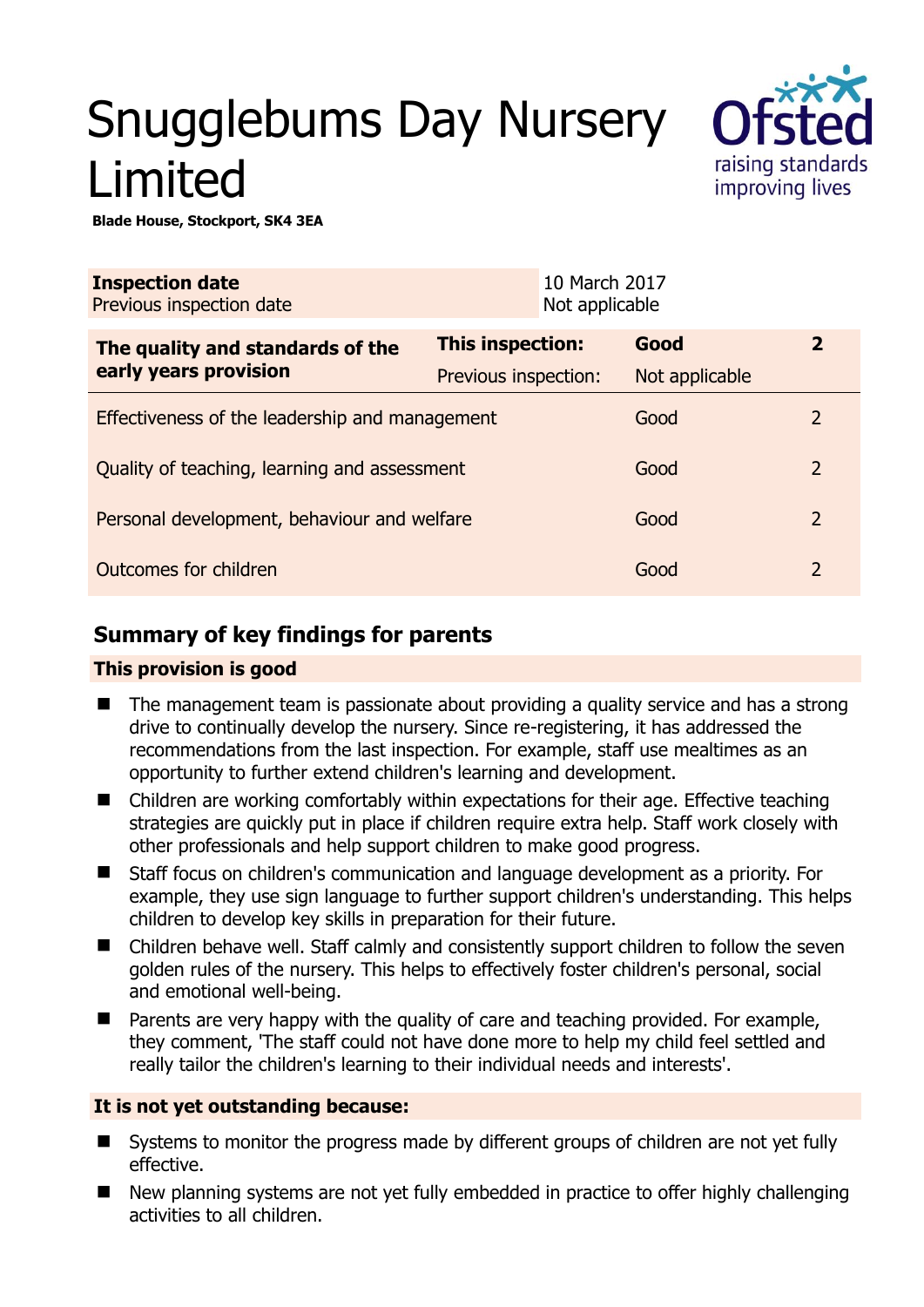# Snugglebums Day Nursery Limited

**Blade House, Stockport, SK4 3EA**

| **Inspection date** | 10 March 2017 |
|---|---|
| Previous inspection date | Not applicable |

| **The quality and standards of the early years provision** | **This inspection:** | **Good** | **2** |
|---|---|---|---|
| | Previous inspection: | Not applicable | |
| Effectiveness of the leadership and management | | Good | 2 |
| Quality of teaching, learning and assessment | | Good | 2 |
| Personal development, behaviour and welfare | | Good | 2 |
| Outcomes for children | | Good | 2 |

## Summary of key findings for parents

### This provision is good

- The management team is passionate about providing a quality service and has a strong drive to continually develop the nursery. Since re-registering, it has addressed the recommendations from the last inspection. For example, staff use mealtimes as an opportunity to further extend children's learning and development.
- Children are working comfortably within expectations for their age. Effective teaching strategies are quickly put in place if children require extra help. Staff work closely with other professionals and help support children to make good progress.
- Staff focus on children's communication and language development as a priority. For example, they use sign language to further support children's understanding. This helps children to develop key skills in preparation for their future.
- Children behave well. Staff calmly and consistently support children to follow the seven golden rules of the nursery. This helps to effectively foster children's personal, social and emotional well-being.
- Parents are very happy with the quality of care and teaching provided. For example, they comment, 'The staff could not have done more to help my child feel settled and really tailor the children's learning to their individual needs and interests'.

### It is not yet outstanding because:

- Systems to monitor the progress made by different groups of children are not yet fully effective.
- New planning systems are not yet fully embedded in practice to offer highly challenging activities to all children.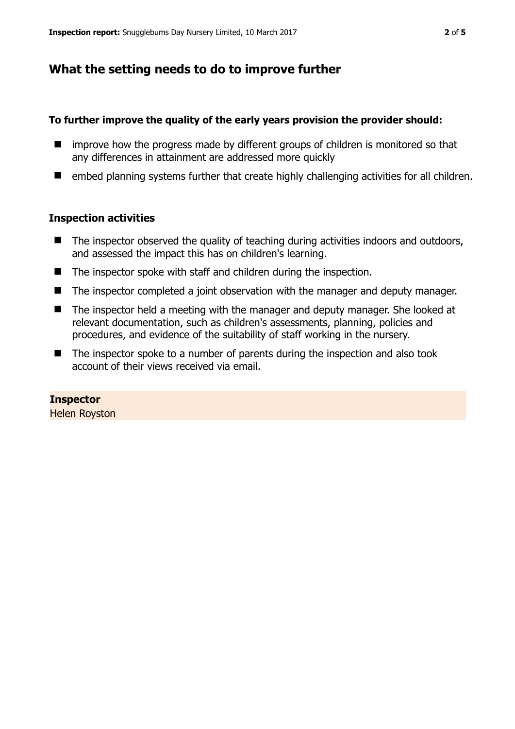## What the setting needs to do to improve further

**To further improve the quality of the early years provision the provider should:**

- improve how the progress made by different groups of children is monitored so that any differences in attainment are addressed more quickly
- embed planning systems further that create highly challenging activities for all children.

### Inspection activities

- The inspector observed the quality of teaching during activities indoors and outdoors, and assessed the impact this has on children's learning.
- The inspector spoke with staff and children during the inspection.
- The inspector completed a joint observation with the manager and deputy manager.
- The inspector held a meeting with the manager and deputy manager. She looked at relevant documentation, such as children's assessments, planning, policies and procedures, and evidence of the suitability of staff working in the nursery.
- The inspector spoke to a number of parents during the inspection and also took account of their views received via email.

**Inspector**
Helen Royston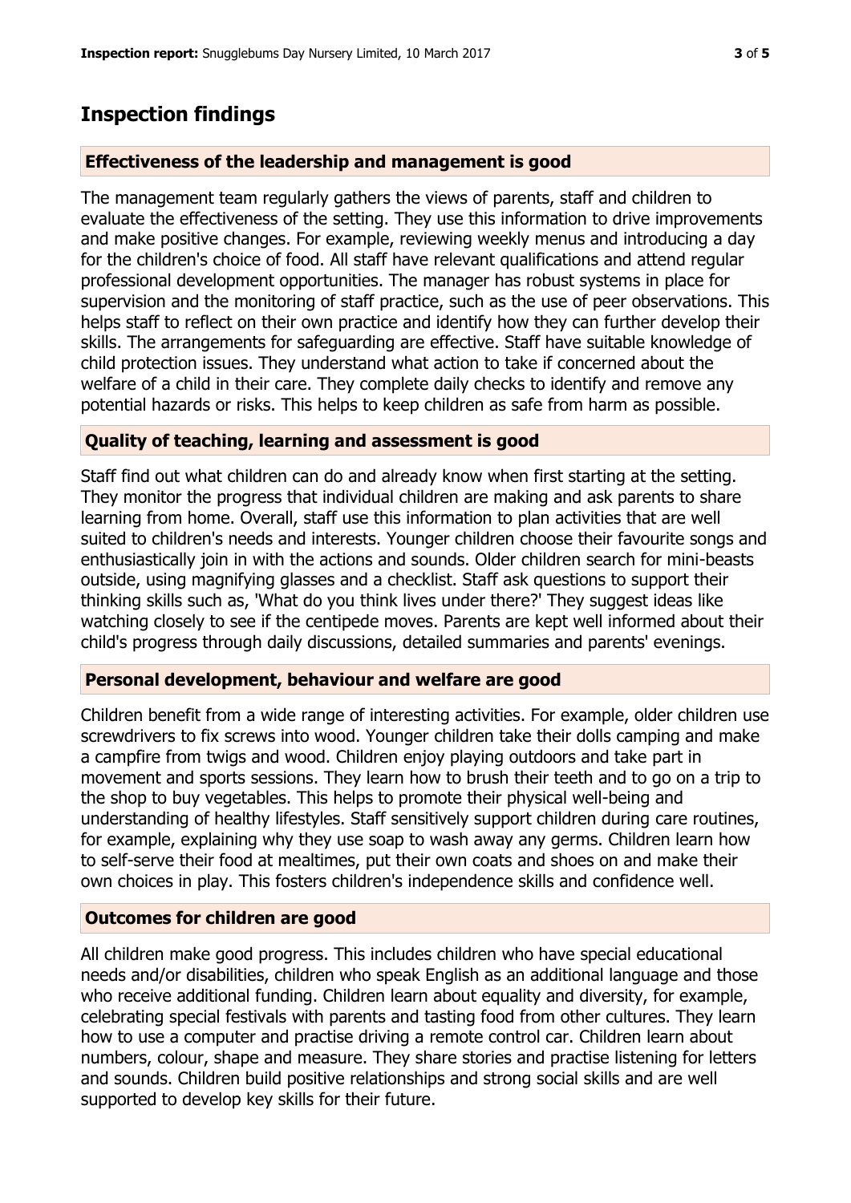## Inspection findings

### Effectiveness of the leadership and management is good

The management team regularly gathers the views of parents, staff and children to evaluate the effectiveness of the setting. They use this information to drive improvements and make positive changes. For example, reviewing weekly menus and introducing a day for the children's choice of food. All staff have relevant qualifications and attend regular professional development opportunities. The manager has robust systems in place for supervision and the monitoring of staff practice, such as the use of peer observations. This helps staff to reflect on their own practice and identify how they can further develop their skills. The arrangements for safeguarding are effective. Staff have suitable knowledge of child protection issues. They understand what action to take if concerned about the welfare of a child in their care. They complete daily checks to identify and remove any potential hazards or risks. This helps to keep children as safe from harm as possible.

### Quality of teaching, learning and assessment is good

Staff find out what children can do and already know when first starting at the setting. They monitor the progress that individual children are making and ask parents to share learning from home. Overall, staff use this information to plan activities that are well suited to children's needs and interests. Younger children choose their favourite songs and enthusiastically join in with the actions and sounds. Older children search for mini-beasts outside, using magnifying glasses and a checklist. Staff ask questions to support their thinking skills such as, 'What do you think lives under there?' They suggest ideas like watching closely to see if the centipede moves. Parents are kept well informed about their child's progress through daily discussions, detailed summaries and parents' evenings.

### Personal development, behaviour and welfare are good

Children benefit from a wide range of interesting activities. For example, older children use screwdrivers to fix screws into wood. Younger children take their dolls camping and make a campfire from twigs and wood. Children enjoy playing outdoors and take part in movement and sports sessions. They learn how to brush their teeth and to go on a trip to the shop to buy vegetables. This helps to promote their physical well-being and understanding of healthy lifestyles. Staff sensitively support children during care routines, for example, explaining why they use soap to wash away any germs. Children learn how to self-serve their food at mealtimes, put their own coats and shoes on and make their own choices in play. This fosters children's independence skills and confidence well.

### Outcomes for children are good

All children make good progress. This includes children who have special educational needs and/or disabilities, children who speak English as an additional language and those who receive additional funding. Children learn about equality and diversity, for example, celebrating special festivals with parents and tasting food from other cultures. They learn how to use a computer and practise driving a remote control car. Children learn about numbers, colour, shape and measure. They share stories and practise listening for letters and sounds. Children build positive relationships and strong social skills and are well supported to develop key skills for their future.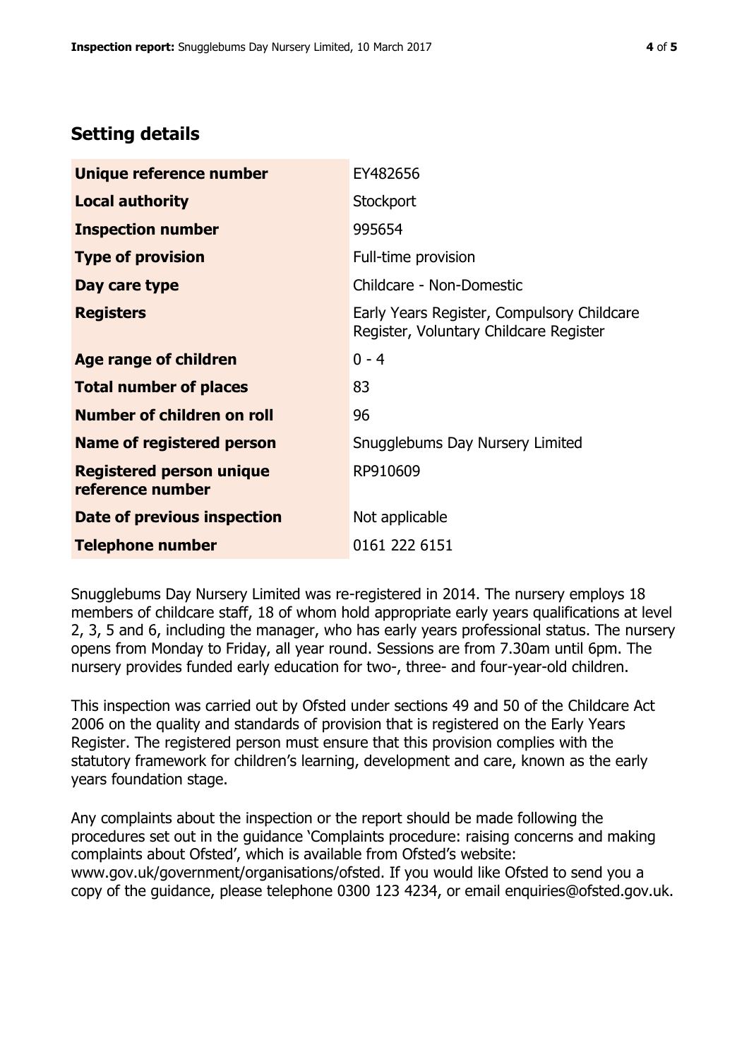## Setting details

| | |
|---|---|
| **Unique reference number** | EY482656 |
| **Local authority** | Stockport |
| **Inspection number** | 995654 |
| **Type of provision** | Full-time provision |
| **Day care type** | Childcare - Non-Domestic |
| **Registers** | Early Years Register, Compulsory Childcare Register, Voluntary Childcare Register |
| **Age range of children** | 0 - 4 |
| **Total number of places** | 83 |
| **Number of children on roll** | 96 |
| **Name of registered person** | Snugglebums Day Nursery Limited |
| **Registered person unique reference number** | RP910609 |
| **Date of previous inspection** | Not applicable |
| **Telephone number** | 0161 222 6151 |

Snugglebums Day Nursery Limited was re-registered in 2014. The nursery employs 18 members of childcare staff, 18 of whom hold appropriate early years qualifications at level 2, 3, 5 and 6, including the manager, who has early years professional status. The nursery opens from Monday to Friday, all year round. Sessions are from 7.30am until 6pm. The nursery provides funded early education for two-, three- and four-year-old children.

This inspection was carried out by Ofsted under sections 49 and 50 of the Childcare Act 2006 on the quality and standards of provision that is registered on the Early Years Register. The registered person must ensure that this provision complies with the statutory framework for children's learning, development and care, known as the early years foundation stage.

Any complaints about the inspection or the report should be made following the procedures set out in the guidance 'Complaints procedure: raising concerns and making complaints about Ofsted', which is available from Ofsted's website: www.gov.uk/government/organisations/ofsted. If you would like Ofsted to send you a copy of the guidance, please telephone 0300 123 4234, or email enquiries@ofsted.gov.uk.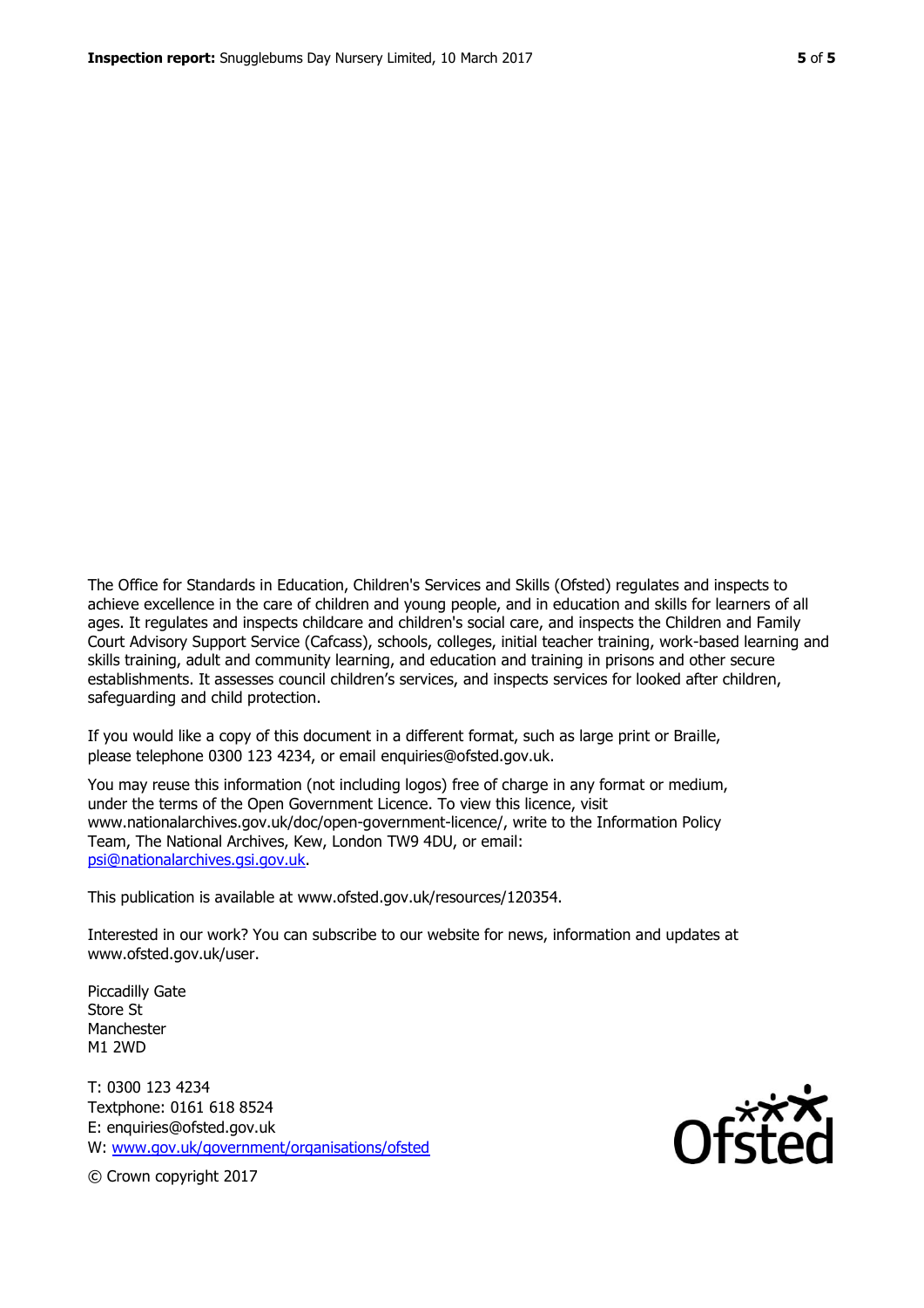The Office for Standards in Education, Children's Services and Skills (Ofsted) regulates and inspects to achieve excellence in the care of children and young people, and in education and skills for learners of all ages. It regulates and inspects childcare and children's social care, and inspects the Children and Family Court Advisory Support Service (Cafcass), schools, colleges, initial teacher training, work-based learning and skills training, adult and community learning, and education and training in prisons and other secure establishments. It assesses council children's services, and inspects services for looked after children, safeguarding and child protection.

If you would like a copy of this document in a different format, such as large print or Braille, please telephone 0300 123 4234, or email enquiries@ofsted.gov.uk.

You may reuse this information (not including logos) free of charge in any format or medium, under the terms of the Open Government Licence. To view this licence, visit www.nationalarchives.gov.uk/doc/open-government-licence/, write to the Information Policy Team, The National Archives, Kew, London TW9 4DU, or email: psi@nationalarchives.gsi.gov.uk.

This publication is available at www.ofsted.gov.uk/resources/120354.

Interested in our work? You can subscribe to our website for news, information and updates at www.ofsted.gov.uk/user.

Piccadilly Gate
Store St
Manchester
M1 2WD

T: 0300 123 4234
Textphone: 0161 618 8524
E: enquiries@ofsted.gov.uk
W: www.gov.uk/government/organisations/ofsted

© Crown copyright 2017

Ofsted